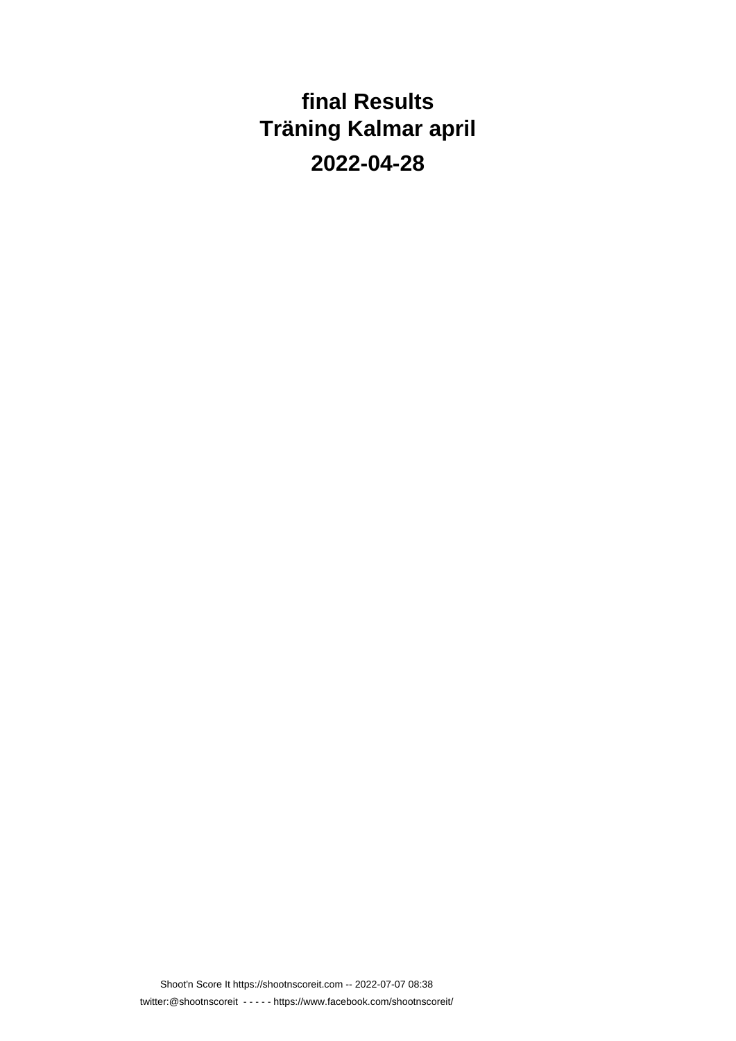# final Results
# Träning Kalmar april

## 2022-04-28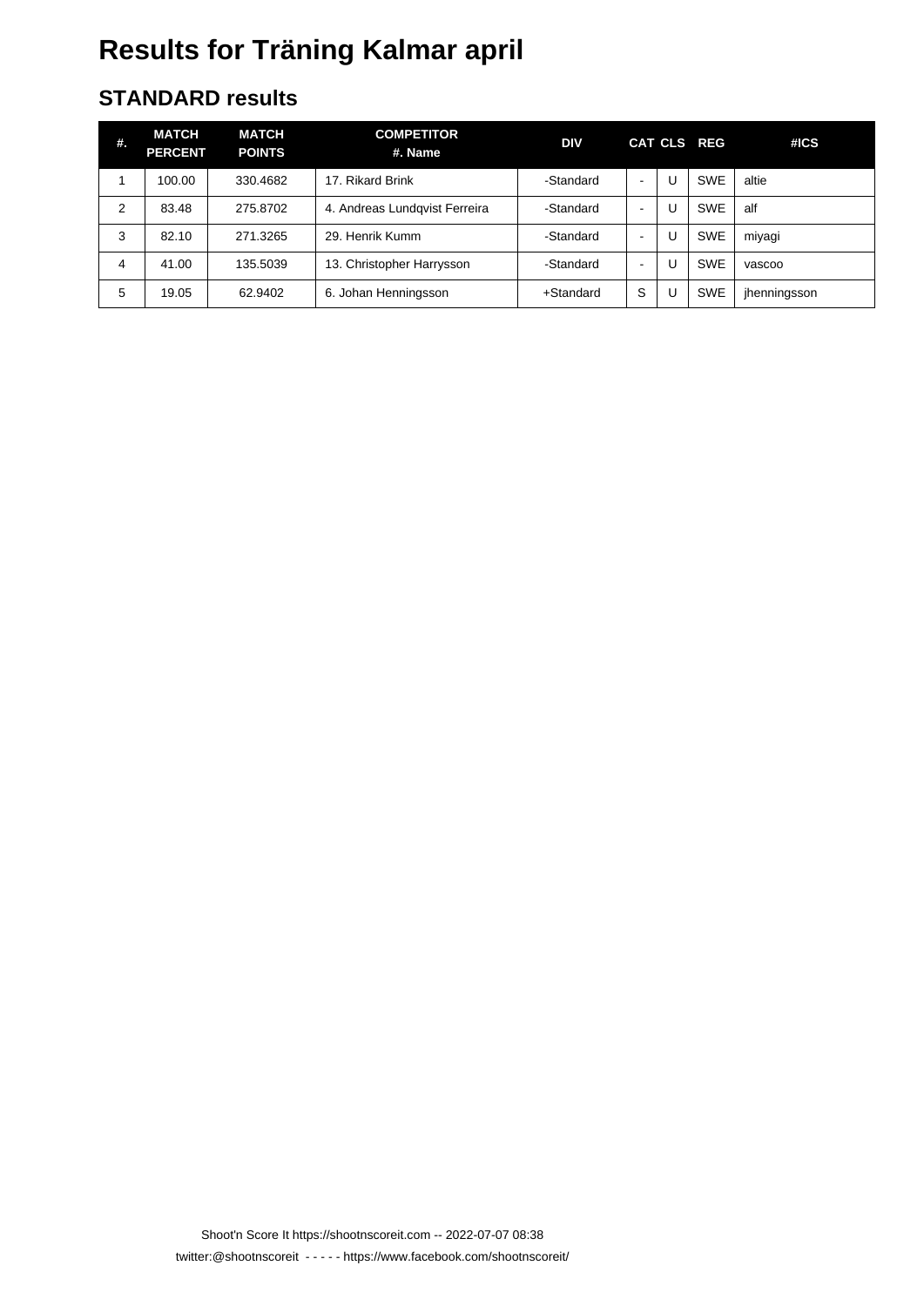# Results for Träning Kalmar april

## STANDARD results

| #. | MATCH PERCENT | MATCH POINTS | COMPETITOR #. Name | DIV | CAT | CLS | REG | #ICS |
|---|---|---|---|---|---|---|---|---|
| 1 | 100.00 | 330.4682 | 17. Rikard Brink | -Standard | - | U | SWE | altie |
| 2 | 83.48 | 275.8702 | 4. Andreas Lundqvist Ferreira | -Standard | - | U | SWE | alf |
| 3 | 82.10 | 271.3265 | 29. Henrik Kumm | -Standard | - | U | SWE | miyagi |
| 4 | 41.00 | 135.5039 | 13. Christopher Harrysson | -Standard | - | U | SWE | vascoo |
| 5 | 19.05 | 62.9402 | 6. Johan Henningsson | +Standard | S | U | SWE | jhenningsson |

Shoot'n Score It https://shootnscoreit.com -- 2022-07-07 08:38

twitter:@shootnscoreit - - - - - https://www.facebook.com/shootnscoreit/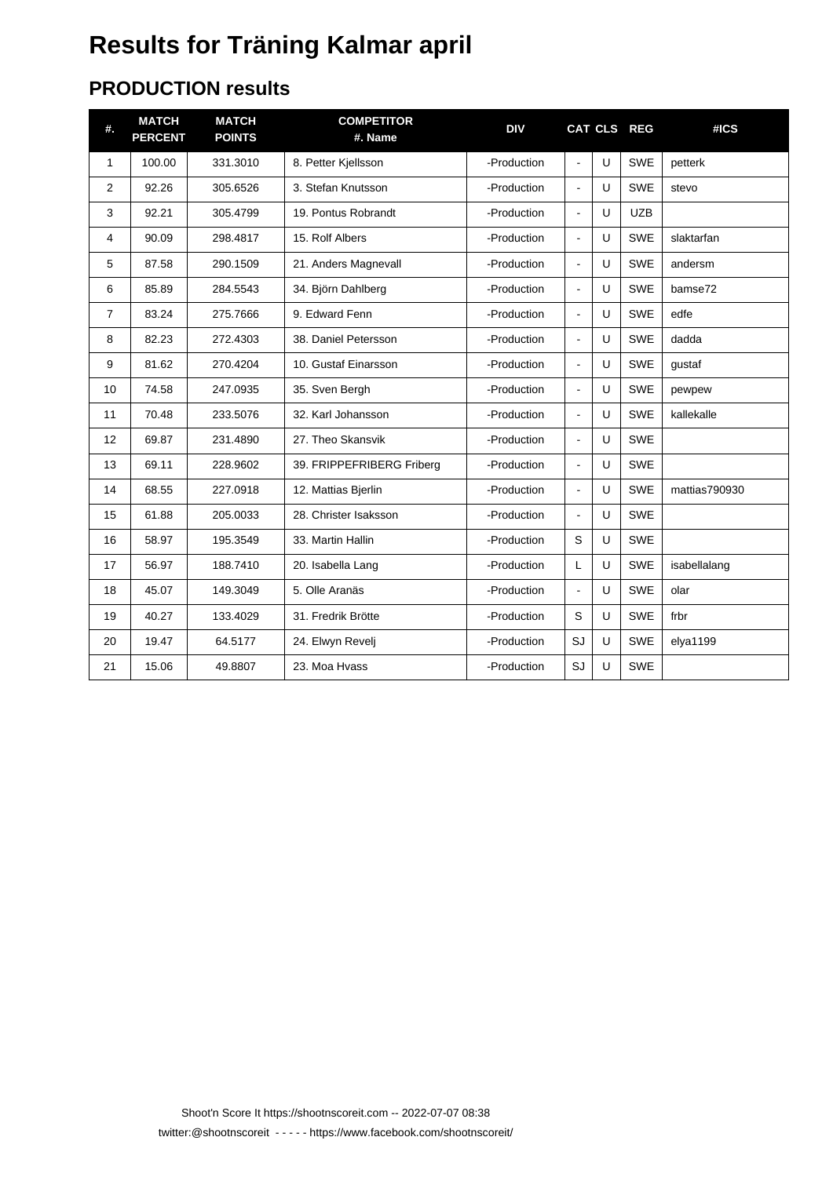# Results for Träning Kalmar april

## PRODUCTION results

| #. | MATCH PERCENT | MATCH POINTS | COMPETITOR #. Name | DIV | CAT | CLS | REG | #ICS |
|---|---|---|---|---|---|---|---|---|
| 1 | 100.00 | 331.3010 | 8. Petter Kjellsson | -Production | - | U | SWE | petterk |
| 2 | 92.26 | 305.6526 | 3. Stefan Knutsson | -Production | - | U | SWE | stevo |
| 3 | 92.21 | 305.4799 | 19. Pontus Robrandt | -Production | - | U | UZB | |
| 4 | 90.09 | 298.4817 | 15. Rolf Albers | -Production | - | U | SWE | slaktarfan |
| 5 | 87.58 | 290.1509 | 21. Anders Magnevall | -Production | - | U | SWE | andersm |
| 6 | 85.89 | 284.5543 | 34. Björn Dahlberg | -Production | - | U | SWE | bamse72 |
| 7 | 83.24 | 275.7666 | 9. Edward Fenn | -Production | - | U | SWE | edfe |
| 8 | 82.23 | 272.4303 | 38. Daniel Petersson | -Production | - | U | SWE | dadda |
| 9 | 81.62 | 270.4204 | 10. Gustaf Einarsson | -Production | - | U | SWE | gustaf |
| 10 | 74.58 | 247.0935 | 35. Sven Bergh | -Production | - | U | SWE | pewpew |
| 11 | 70.48 | 233.5076 | 32. Karl Johansson | -Production | - | U | SWE | kallekalle |
| 12 | 69.87 | 231.4890 | 27. Theo Skansvik | -Production | - | U | SWE | |
| 13 | 69.11 | 228.9602 | 39. FRIPPEFRIBERG Friberg | -Production | - | U | SWE | |
| 14 | 68.55 | 227.0918 | 12. Mattias Bjerlin | -Production | - | U | SWE | mattias790930 |
| 15 | 61.88 | 205.0033 | 28. Christer Isaksson | -Production | - | U | SWE | |
| 16 | 58.97 | 195.3549 | 33. Martin Hallin | -Production | S | U | SWE | |
| 17 | 56.97 | 188.7410 | 20. Isabella Lang | -Production | L | U | SWE | isabellalang |
| 18 | 45.07 | 149.3049 | 5. Olle Aranäs | -Production | - | U | SWE | olar |
| 19 | 40.27 | 133.4029 | 31. Fredrik Brötte | -Production | S | U | SWE | frbr |
| 20 | 19.47 | 64.5177 | 24. Elwyn Revelj | -Production | SJ | U | SWE | elya1199 |
| 21 | 15.06 | 49.8807 | 23. Moa Hvass | -Production | SJ | U | SWE | |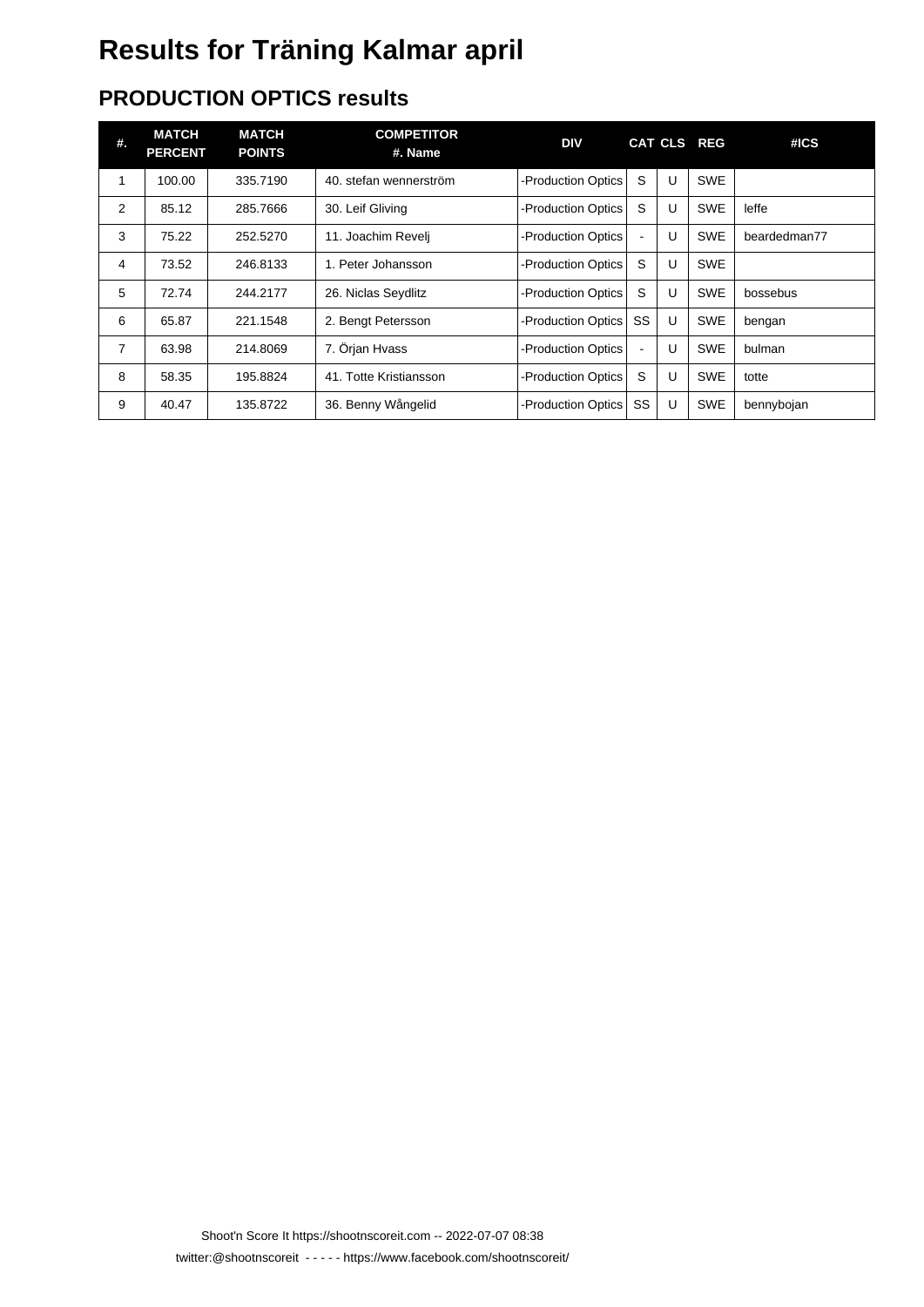# Results for Träning Kalmar april

## PRODUCTION OPTICS results

| #. | MATCH PERCENT | MATCH POINTS | COMPETITOR #. Name | DIV | CAT | CLS | REG | #ICS |
|---|---|---|---|---|---|---|---|---|
| 1 | 100.00 | 335.7190 | 40. stefan wennerström | -Production Optics | S | U | SWE | |
| 2 | 85.12 | 285.7666 | 30. Leif Gliving | -Production Optics | S | U | SWE | leffe |
| 3 | 75.22 | 252.5270 | 11. Joachim Revelj | -Production Optics | - | U | SWE | beardedman77 |
| 4 | 73.52 | 246.8133 | 1. Peter Johansson | -Production Optics | S | U | SWE | |
| 5 | 72.74 | 244.2177 | 26. Niclas Seydlitz | -Production Optics | S | U | SWE | bossebus |
| 6 | 65.87 | 221.1548 | 2. Bengt Petersson | -Production Optics | SS | U | SWE | bengan |
| 7 | 63.98 | 214.8069 | 7. Örjan Hvass | -Production Optics | - | U | SWE | bulman |
| 8 | 58.35 | 195.8824 | 41. Totte Kristiansson | -Production Optics | S | U | SWE | totte |
| 9 | 40.47 | 135.8722 | 36. Benny Wångelid | -Production Optics | SS | U | SWE | bennybojan |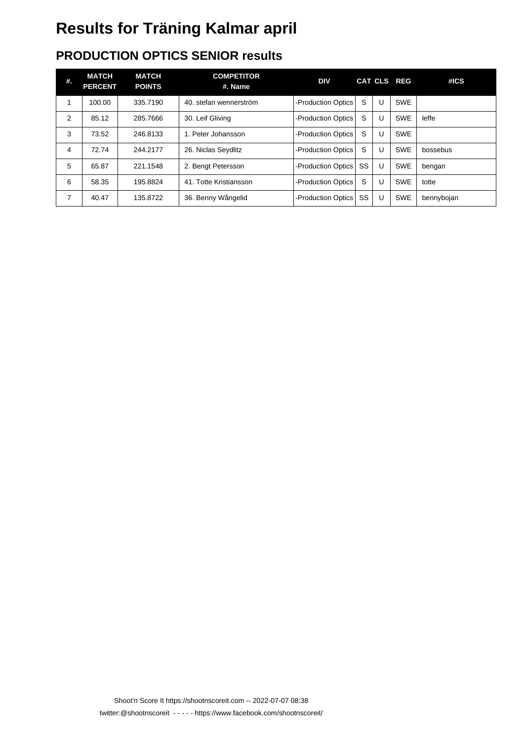# Results for Träning Kalmar april

## PRODUCTION OPTICS SENIOR results

| #. | MATCH PERCENT | MATCH POINTS | COMPETITOR #. Name | DIV | CAT | CLS | REG | #ICS |
|---|---|---|---|---|---|---|---|---|
| 1 | 100.00 | 335.7190 | 40. stefan wennerström | -Production Optics | S | U | SWE | |
| 2 | 85.12 | 285.7666 | 30. Leif Gliving | -Production Optics | S | U | SWE | leffe |
| 3 | 73.52 | 246.8133 | 1. Peter Johansson | -Production Optics | S | U | SWE | |
| 4 | 72.74 | 244.2177 | 26. Niclas Seydlitz | -Production Optics | S | U | SWE | bossebus |
| 5 | 65.87 | 221.1548 | 2. Bengt Petersson | -Production Optics | SS | U | SWE | bengan |
| 6 | 58.35 | 195.8824 | 41. Totte Kristiansson | -Production Optics | S | U | SWE | totte |
| 7 | 40.47 | 135.8722 | 36. Benny Wångelid | -Production Optics | SS | U | SWE | bennybojan |

Shoot'n Score It https://shootnscoreit.com -- 2022-07-07 08:38

twitter:@shootnscoreit - - - - - https://www.facebook.com/shootnscoreit/